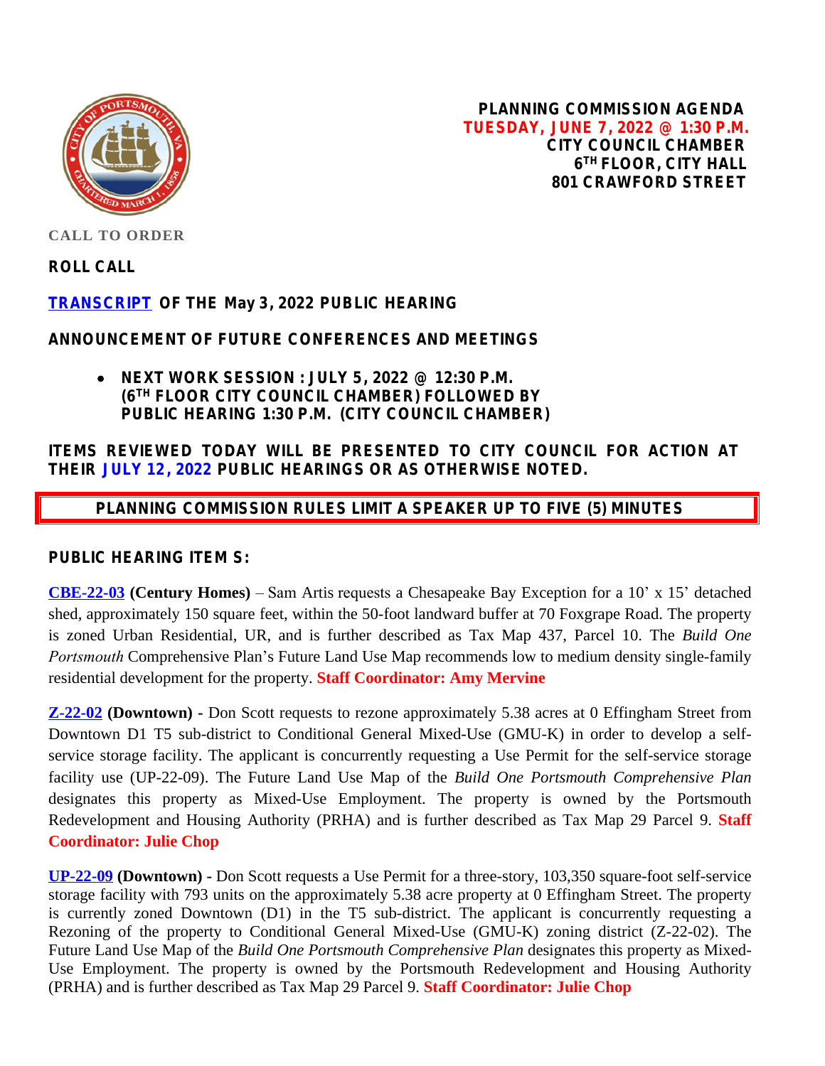# PLANNING COMMISSION AGENDA

**TUESDAY, JUNE 7, 2022 @ 1:30 P.M.**
**CITY COUNCIL CHAMBER**
**6TH FLOOR, CITY HALL**
**801 CRAWFORD STREET**

**CALL TO ORDER**

**ROLL CALL**

**TRANSCRIPT OF THE May 3, 2022 PUBLIC HEARING**

**ANNOUNCEMENT OF FUTURE CONFERENCES AND MEETINGS**

- **NEXT WORK SESSION : JULY 5, 2022 @ 12:30 P.M. (6TH FLOOR CITY COUNCIL CHAMBER) FOLLOWED BY PUBLIC HEARING 1:30 P.M. (CITY COUNCIL CHAMBER)**

**ITEMS REVIEWED TODAY WILL BE PRESENTED TO CITY COUNCIL FOR ACTION AT THEIR JULY 12, 2022 PUBLIC HEARINGS OR AS OTHERWISE NOTED.**

**PLANNING COMMISSION RULES LIMIT A SPEAKER UP TO FIVE (5) MINUTES**

**PUBLIC HEARING ITEMS:**

**CBE-22-03 (Century Homes)** – Sam Artis requests a Chesapeake Bay Exception for a 10' x 15' detached shed, approximately 150 square feet, within the 50-foot landward buffer at 70 Foxgrape Road. The property is zoned Urban Residential, UR, and is further described as Tax Map 437, Parcel 10. The *Build One Portsmouth* Comprehensive Plan's Future Land Use Map recommends low to medium density single-family residential development for the property. **Staff Coordinator: Amy Mervine**

**Z-22-02 (Downtown)** - Don Scott requests to rezone approximately 5.38 acres at 0 Effingham Street from Downtown D1 T5 sub-district to Conditional General Mixed-Use (GMU-K) in order to develop a self-service storage facility. The applicant is concurrently requesting a Use Permit for the self-service storage facility use (UP-22-09). The Future Land Use Map of the *Build One Portsmouth Comprehensive Plan* designates this property as Mixed-Use Employment. The property is owned by the Portsmouth Redevelopment and Housing Authority (PRHA) and is further described as Tax Map 29 Parcel 9. **Staff Coordinator: Julie Chop**

**UP-22-09 (Downtown)** - Don Scott requests a Use Permit for a three-story, 103,350 square-foot self-service storage facility with 793 units on the approximately 5.38 acre property at 0 Effingham Street. The property is currently zoned Downtown (D1) in the T5 sub-district. The applicant is concurrently requesting a Rezoning of the property to Conditional General Mixed-Use (GMU-K) zoning district (Z-22-02). The Future Land Use Map of the *Build One Portsmouth Comprehensive Plan* designates this property as Mixed-Use Employment. The property is owned by the Portsmouth Redevelopment and Housing Authority (PRHA) and is further described as Tax Map 29 Parcel 9. **Staff Coordinator: Julie Chop**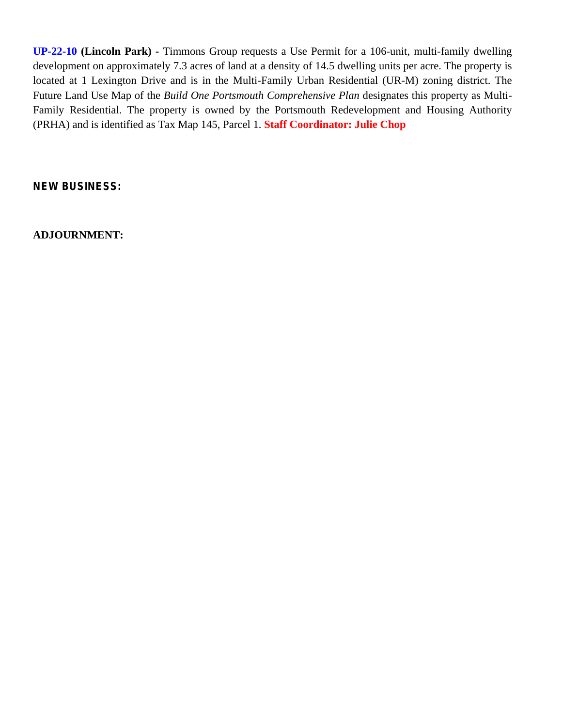**UP-22-10 (Lincoln Park) -** Timmons Group requests a Use Permit for a 106-unit, multi-family dwelling development on approximately 7.3 acres of land at a density of 14.5 dwelling units per acre. The property is located at 1 Lexington Drive and is in the Multi-Family Urban Residential (UR-M) zoning district. The Future Land Use Map of the *Build One Portsmouth Comprehensive Plan* designates this property as Multi-Family Residential. The property is owned by the Portsmouth Redevelopment and Housing Authority (PRHA) and is identified as Tax Map 145, Parcel 1. **Staff Coordinator: Julie Chop**

**NEW BUSINESS:**

**ADJOURNMENT:**